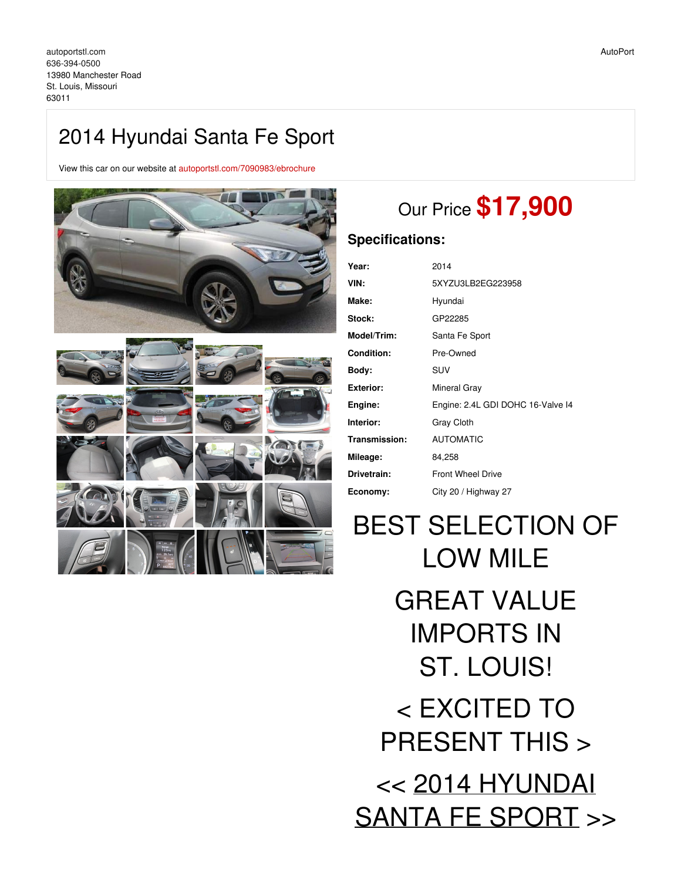autoportstl.com
636-394-0500
13980 Manchester Road
St. Louis, Missouri
63011

AutoPort

# 2014 Hyundai Santa Fe Sport

View this car on our website at autoportstl.com/7090983/ebrochure

## Our Price **$17,900**

### Specifications:

| | |
|---|---|
| **Year:** | 2014 |
| **VIN:** | 5XYZU3LB2EG223958 |
| **Make:** | Hyundai |
| **Stock:** | GP22285 |
| **Model/Trim:** | Santa Fe Sport |
| **Condition:** | Pre-Owned |
| **Body:** | SUV |
| **Exterior:** | Mineral Gray |
| **Engine:** | Engine: 2.4L GDI DOHC 16-Valve I4 |
| **Interior:** | Gray Cloth |
| **Transmission:** | AUTOMATIC |
| **Mileage:** | 84,258 |
| **Drivetrain:** | Front Wheel Drive |
| **Economy:** | City 20 / Highway 27 |

BEST SELECTION OF LOW MILE

GREAT VALUE IMPORTS IN ST. LOUIS!

< EXCITED TO PRESENT THIS >

<< 2014 HYUNDAI SANTA FE SPORT >>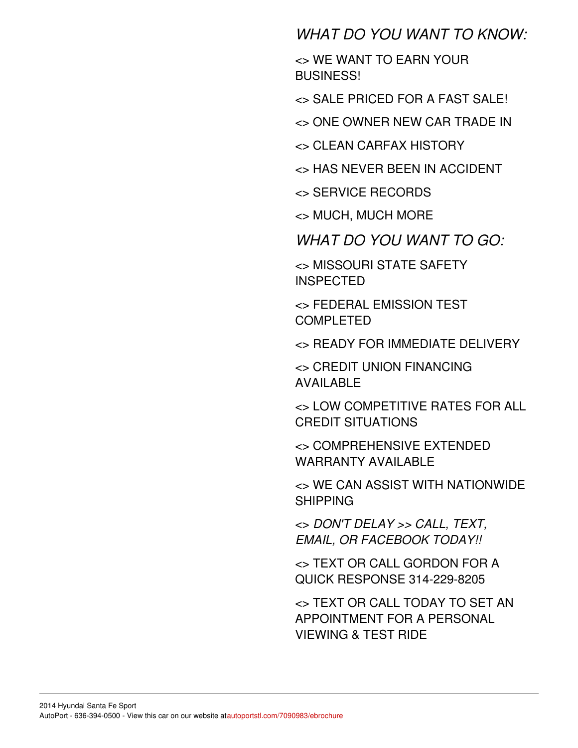*WHAT DO YOU WANT TO KNOW:*

<> WE WANT TO EARN YOUR BUSINESS!

<> SALE PRICED FOR A FAST SALE!

<> ONE OWNER NEW CAR TRADE IN

<> CLEAN CARFAX HISTORY

<> HAS NEVER BEEN IN ACCIDENT

<> SERVICE RECORDS

<> MUCH, MUCH MORE

*WHAT DO YOU WANT TO GO:*

<> MISSOURI STATE SAFETY INSPECTED

<> FEDERAL EMISSION TEST COMPLETED

<> READY FOR IMMEDIATE DELIVERY

<> CREDIT UNION FINANCING AVAILABLE

<> LOW COMPETITIVE RATES FOR ALL CREDIT SITUATIONS

<> COMPREHENSIVE EXTENDED WARRANTY AVAILABLE

<> WE CAN ASSIST WITH NATIONWIDE SHIPPING

<> *DON'T DELAY >> CALL, TEXT, EMAIL, OR FACEBOOK TODAY!!*

<> TEXT OR CALL GORDON FOR A QUICK RESPONSE 314-229-8205

<> TEXT OR CALL TODAY TO SET AN APPOINTMENT FOR A PERSONAL VIEWING & TEST RIDE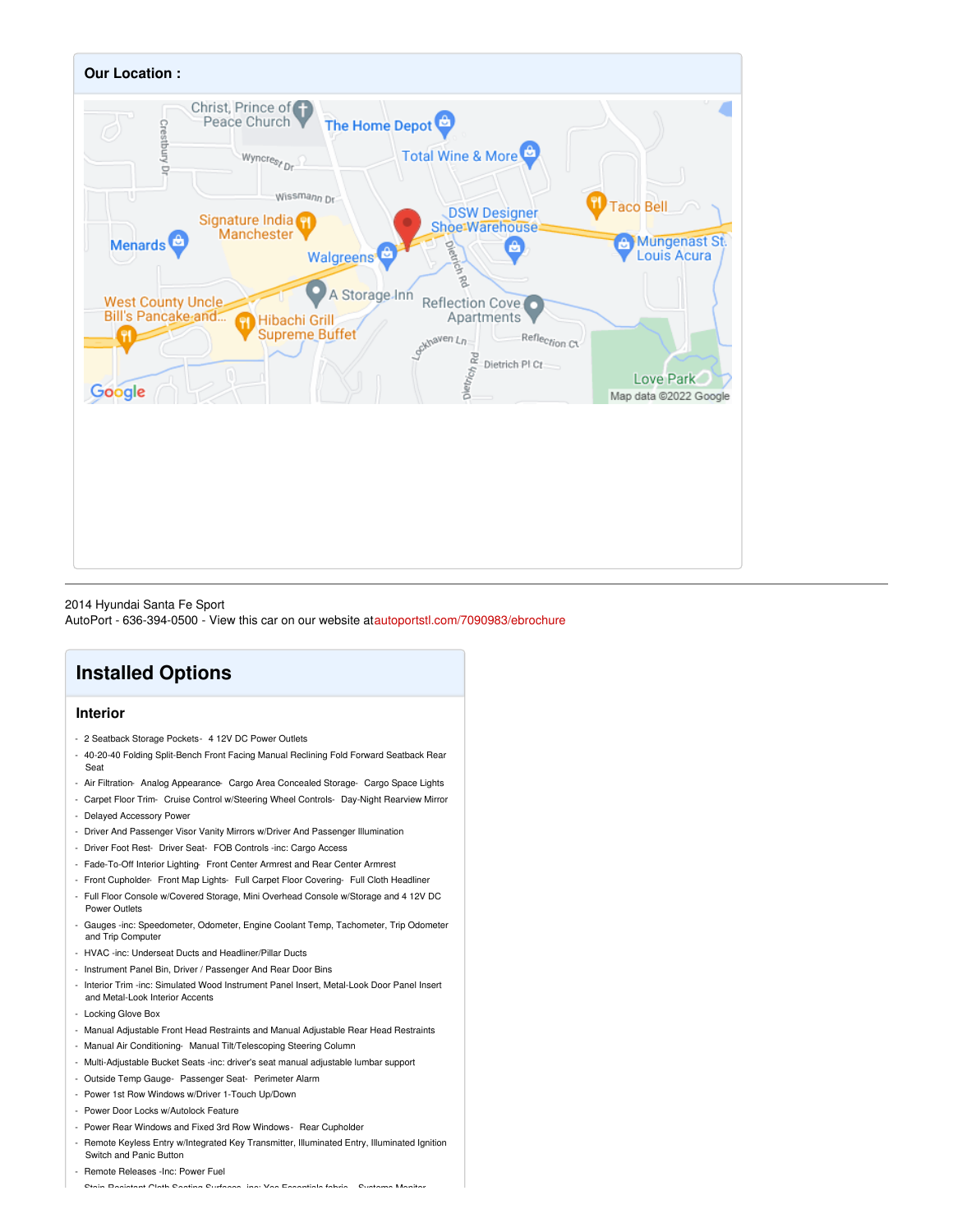## Our Location :

2014 Hyundai Santa Fe Sport
AutoPort - 636-394-0500 - View this car on our website at autoportstl.com/7090983/ebrochure

# Installed Options

## Interior

- 2 Seatback Storage Pockets- 4 12V DC Power Outlets
- 40-20-40 Folding Split-Bench Front Facing Manual Reclining Fold Forward Seatback Rear Seat
- Air Filtration- Analog Appearance- Cargo Area Concealed Storage- Cargo Space Lights
- Carpet Floor Trim- Cruise Control w/Steering Wheel Controls- Day-Night Rearview Mirror
- Delayed Accessory Power
- Driver And Passenger Visor Vanity Mirrors w/Driver And Passenger Illumination
- Driver Foot Rest- Driver Seat- FOB Controls -inc: Cargo Access
- Fade-To-Off Interior Lighting- Front Center Armrest and Rear Center Armrest
- Front Cupholder- Front Map Lights- Full Carpet Floor Covering- Full Cloth Headliner
- Full Floor Console w/Covered Storage, Mini Overhead Console w/Storage and 4 12V DC Power Outlets
- Gauges -inc: Speedometer, Odometer, Engine Coolant Temp, Tachometer, Trip Odometer and Trip Computer
- HVAC -inc: Underseat Ducts and Headliner/Pillar Ducts
- Instrument Panel Bin, Driver / Passenger And Rear Door Bins
- Interior Trim -inc: Simulated Wood Instrument Panel Insert, Metal-Look Door Panel Insert and Metal-Look Interior Accents
- Locking Glove Box
- Manual Adjustable Front Head Restraints and Manual Adjustable Rear Head Restraints
- Manual Air Conditioning- Manual Tilt/Telescoping Steering Column
- Multi-Adjustable Bucket Seats -inc: driver's seat manual adjustable lumbar support
- Outside Temp Gauge- Passenger Seat- Perimeter Alarm
- Power 1st Row Windows w/Driver 1-Touch Up/Down
- Power Door Locks w/Autolock Feature
- Power Rear Windows and Fixed 3rd Row Windows- Rear Cupholder
- Remote Keyless Entry w/Integrated Key Transmitter, Illuminated Entry, Illuminated Ignition Switch and Panic Button
- Remote Releases -Inc: Power Fuel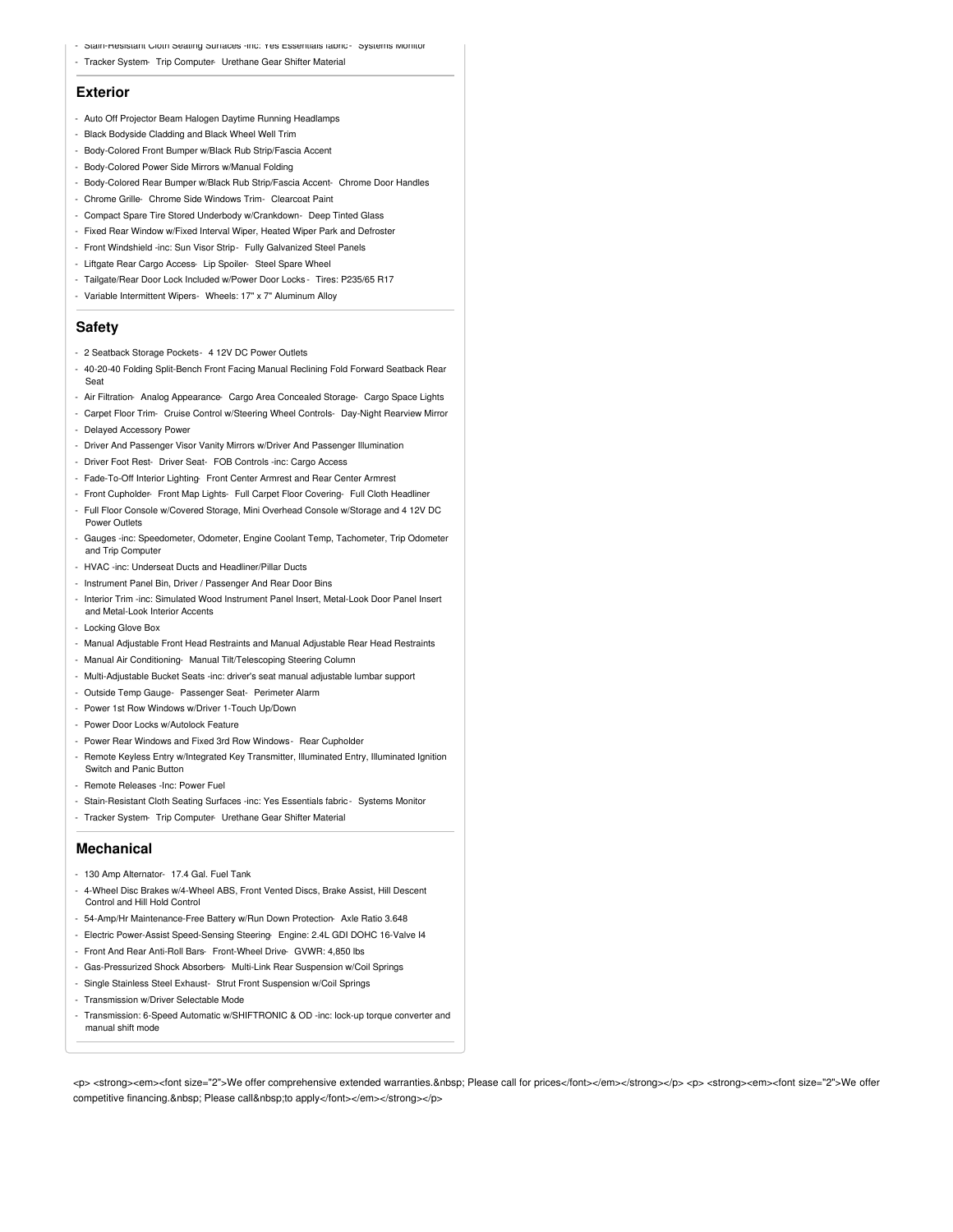- Stain-Resistant Cloth Seating Surfaces -inc: Yes Essentials fabric - Systems Monitor
- Tracker System- Trip Computer- Urethane Gear Shifter Material

## Exterior

- Auto Off Projector Beam Halogen Daytime Running Headlamps
- Black Bodyside Cladding and Black Wheel Well Trim
- Body-Colored Front Bumper w/Black Rub Strip/Fascia Accent
- Body-Colored Power Side Mirrors w/Manual Folding
- Body-Colored Rear Bumper w/Black Rub Strip/Fascia Accent- Chrome Door Handles
- Chrome Grille- Chrome Side Windows Trim- Clearcoat Paint
- Compact Spare Tire Stored Underbody w/Crankdown- Deep Tinted Glass
- Fixed Rear Window w/Fixed Interval Wiper, Heated Wiper Park and Defroster
- Front Windshield -inc: Sun Visor Strip- Fully Galvanized Steel Panels
- Liftgate Rear Cargo Access- Lip Spoiler- Steel Spare Wheel
- Tailgate/Rear Door Lock Included w/Power Door Locks - Tires: P235/65 R17
- Variable Intermittent Wipers- Wheels: 17" x 7" Aluminum Alloy

## Safety

- 2 Seatback Storage Pockets- 4 12V DC Power Outlets
- 40-20-40 Folding Split-Bench Front Facing Manual Reclining Fold Forward Seatback Rear Seat
- Air Filtration- Analog Appearance- Cargo Area Concealed Storage- Cargo Space Lights
- Carpet Floor Trim- Cruise Control w/Steering Wheel Controls- Day-Night Rearview Mirror
- Delayed Accessory Power
- Driver And Passenger Visor Vanity Mirrors w/Driver And Passenger Illumination
- Driver Foot Rest- Driver Seat- FOB Controls -inc: Cargo Access
- Fade-To-Off Interior Lighting- Front Center Armrest and Rear Center Armrest
- Front Cupholder- Front Map Lights- Full Carpet Floor Covering- Full Cloth Headliner
- Full Floor Console w/Covered Storage, Mini Overhead Console w/Storage and 4 12V DC Power Outlets
- Gauges -inc: Speedometer, Odometer, Engine Coolant Temp, Tachometer, Trip Odometer and Trip Computer
- HVAC -inc: Underseat Ducts and Headliner/Pillar Ducts
- Instrument Panel Bin, Driver / Passenger And Rear Door Bins
- Interior Trim -inc: Simulated Wood Instrument Panel Insert, Metal-Look Door Panel Insert and Metal-Look Interior Accents
- Locking Glove Box
- Manual Adjustable Front Head Restraints and Manual Adjustable Rear Head Restraints
- Manual Air Conditioning- Manual Tilt/Telescoping Steering Column
- Multi-Adjustable Bucket Seats -inc: driver's seat manual adjustable lumbar support
- Outside Temp Gauge- Passenger Seat- Perimeter Alarm
- Power 1st Row Windows w/Driver 1-Touch Up/Down
- Power Door Locks w/Autolock Feature
- Power Rear Windows and Fixed 3rd Row Windows- Rear Cupholder
- Remote Keyless Entry w/Integrated Key Transmitter, Illuminated Entry, Illuminated Ignition Switch and Panic Button
- Remote Releases -Inc: Power Fuel
- Stain-Resistant Cloth Seating Surfaces -inc: Yes Essentials fabric - Systems Monitor
- Tracker System- Trip Computer- Urethane Gear Shifter Material

## Mechanical

- 130 Amp Alternator- 17.4 Gal. Fuel Tank
- 4-Wheel Disc Brakes w/4-Wheel ABS, Front Vented Discs, Brake Assist, Hill Descent Control and Hill Hold Control
- 54-Amp/Hr Maintenance-Free Battery w/Run Down Protection- Axle Ratio 3.648
- Electric Power-Assist Speed-Sensing Steering- Engine: 2.4L GDI DOHC 16-Valve I4
- Front And Rear Anti-Roll Bars- Front-Wheel Drive- GVWR: 4,850 lbs
- Gas-Pressurized Shock Absorbers- Multi-Link Rear Suspension w/Coil Springs
- Single Stainless Steel Exhaust- Strut Front Suspension w/Coil Springs
- Transmission w/Driver Selectable Mode
- Transmission: 6-Speed Automatic w/SHIFTRONIC & OD -inc: lock-up torque converter and manual shift mode

<p> <strong><em><font size="2">We offer comprehensive extended warranties.&nbsp; Please call for prices</font></em></strong></p> <p> <strong><em><font size="2">We offer competitive financing.&nbsp; Please call&nbsp;to apply</font></em></strong></p>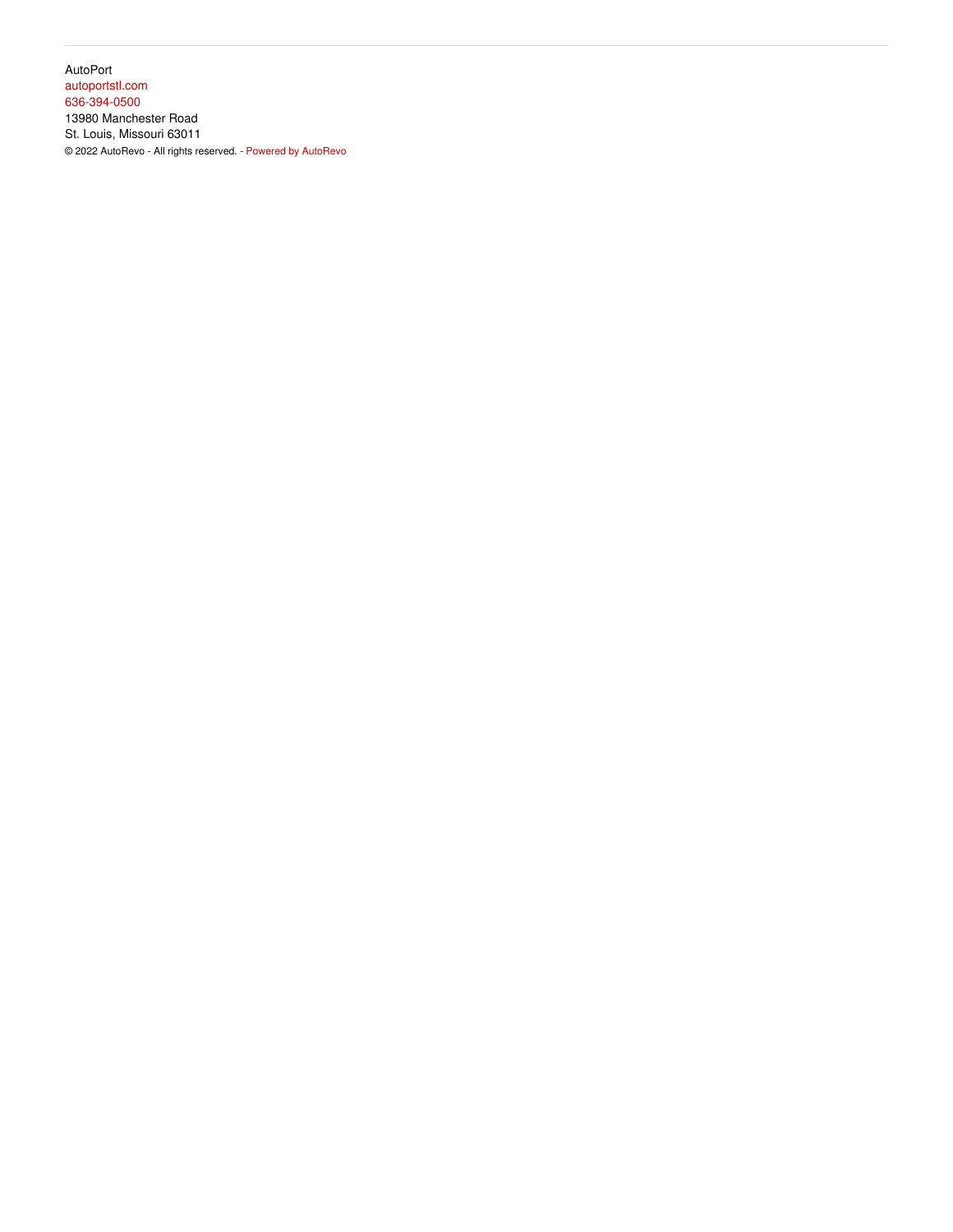AutoPort
autoportstl.com
636-394-0500
13980 Manchester Road
St. Louis, Missouri 63011

© 2022 AutoRevo - All rights reserved. - Powered by AutoRevo